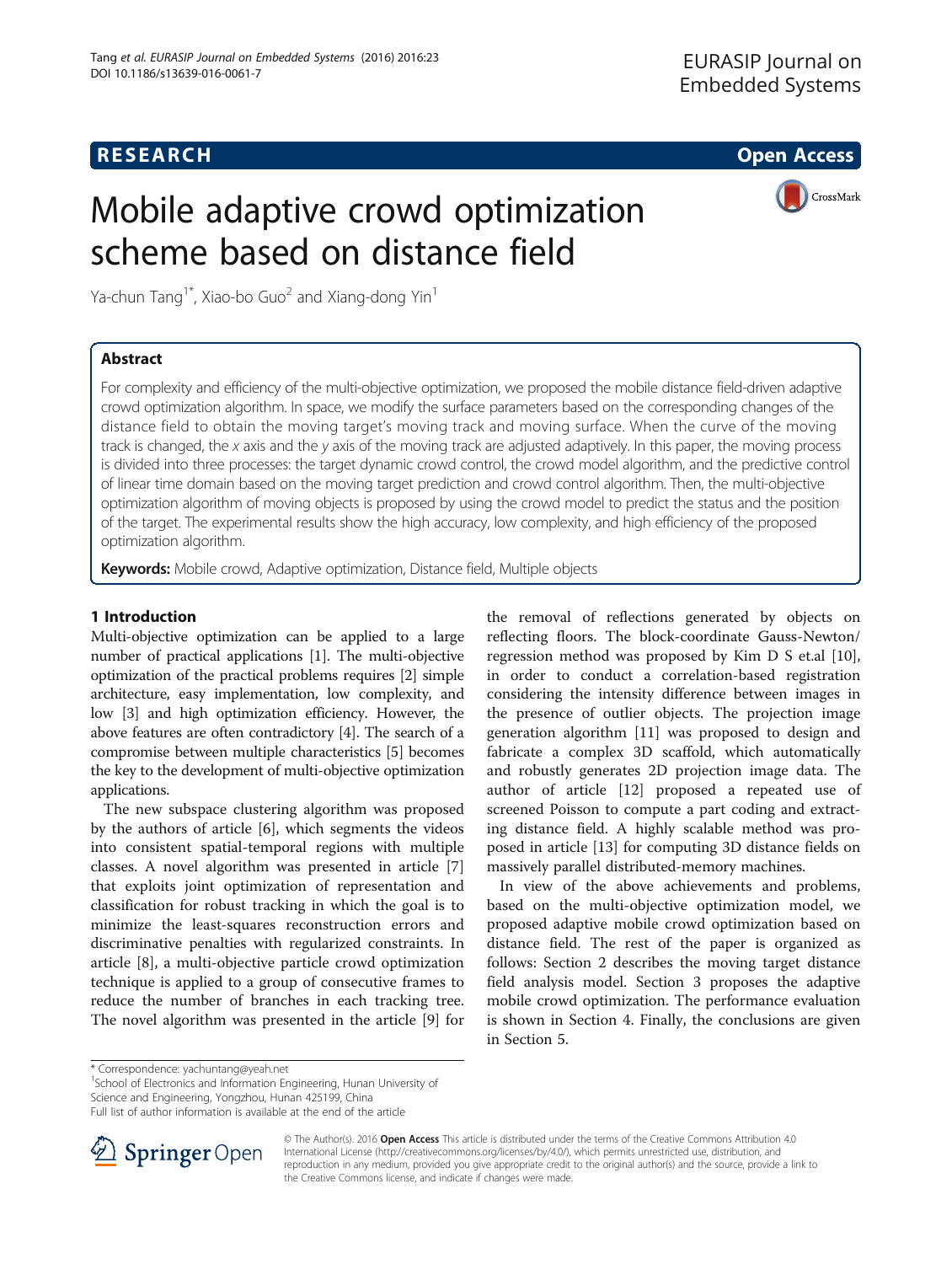RESEARCH Open Access

# Mobile adaptive crowd optimization scheme based on distance field

Ya-chun Tang[1*], Xiao-bo Guo[2] and Xiang-dong Yin[1]

## Abstract

For complexity and efficiency of the multi-objective optimization, we proposed the mobile distance field-driven adaptive crowd optimization algorithm. In space, we modify the surface parameters based on the corresponding changes of the distance field to obtain the moving target's moving track and moving surface. When the curve of the moving track is changed, the *x* axis and the *y* axis of the moving track are adjusted adaptively. In this paper, the moving process is divided into three processes: the target dynamic crowd control, the crowd model algorithm, and the predictive control of linear time domain based on the moving target prediction and crowd control algorithm. Then, the multi-objective optimization algorithm of moving objects is proposed by using the crowd model to predict the status and the position of the target. The experimental results show the high accuracy, low complexity, and high efficiency of the proposed optimization algorithm.

**Keywords:** Mobile crowd, Adaptive optimization, Distance field, Multiple objects

## 1 Introduction

Multi-objective optimization can be applied to a large number of practical applications [1]. The multi-objective optimization of the practical problems requires [2] simple architecture, easy implementation, low complexity, and low [3] and high optimization efficiency. However, the above features are often contradictory [4]. The search of a compromise between multiple characteristics [5] becomes the key to the development of multi-objective optimization applications.

The new subspace clustering algorithm was proposed by the authors of article [6], which segments the videos into consistent spatial-temporal regions with multiple classes. A novel algorithm was presented in article [7] that exploits joint optimization of representation and classification for robust tracking in which the goal is to minimize the least-squares reconstruction errors and discriminative penalties with regularized constraints. In article [8], a multi-objective particle crowd optimization technique is applied to a group of consecutive frames to reduce the number of branches in each tracking tree. The novel algorithm was presented in the article [9] for the removal of reflections generated by objects on reflecting floors. The block-coordinate Gauss-Newton/regression method was proposed by Kim D S et.al [10], in order to conduct a correlation-based registration considering the intensity difference between images in the presence of outlier objects. The projection image generation algorithm [11] was proposed to design and fabricate a complex 3D scaffold, which automatically and robustly generates 2D projection image data. The author of article [12] proposed a repeated use of screened Poisson to compute a part coding and extracting distance field. A highly scalable method was proposed in article [13] for computing 3D distance fields on massively parallel distributed-memory machines.

In view of the above achievements and problems, based on the multi-objective optimization model, we proposed adaptive mobile crowd optimization based on distance field. The rest of the paper is organized as follows: Section 2 describes the moving target distance field analysis model. Section 3 proposes the adaptive mobile crowd optimization. The performance evaluation is shown in Section 4. Finally, the conclusions are given in Section 5.

---

\* Correspondence: yachuntang@yeah.net
[1]School of Electronics and Information Engineering, Hunan University of Science and Engineering, Yongzhou, Hunan 425199, China
Full list of author information is available at the end of the article

© The Author(s). 2016 **Open Access** This article is distributed under the terms of the Creative Commons Attribution 4.0 International License (http://creativecommons.org/licenses/by/4.0/), which permits unrestricted use, distribution, and reproduction in any medium, provided you give appropriate credit to the original author(s) and the source, provide a link to the Creative Commons license, and indicate if changes were made.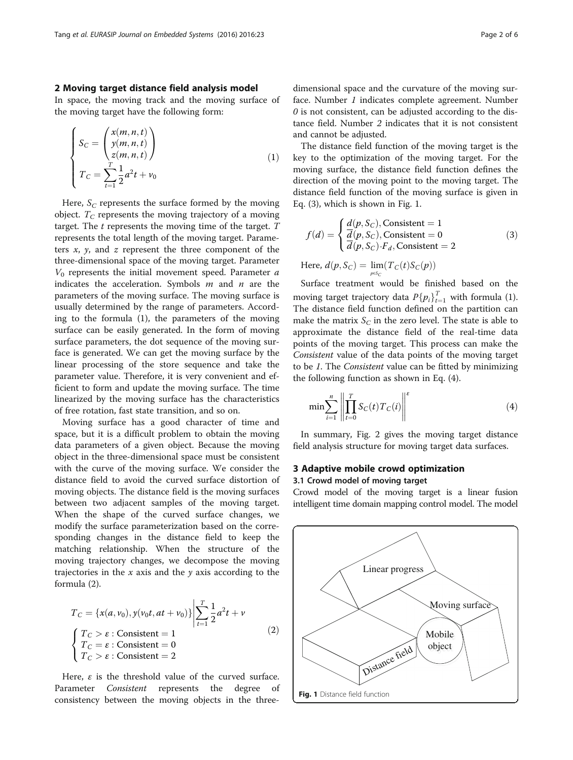## 2 Moving target distance field analysis model

In space, the moving track and the moving surface of the moving target have the following form:

$$
\begin{cases} S_C = \begin{pmatrix} x(m,n,t) \\ y(m,n,t) \\ z(m,n,t) \end{pmatrix} \\ T_C = \sum_{t=1}^{T} \frac{1}{2} a^2 t + v_0 \end{cases} \tag{1}
$$

Here, $S_C$ represents the surface formed by the moving object. $T_C$ represents the moving trajectory of a moving target. The $t$ represents the moving time of the target. $T$ represents the total length of the moving target. Parameters $x$, $y$, and $z$ represent the three component of the three-dimensional space of the moving target. Parameter $V_0$ represents the initial movement speed. Parameter $a$ indicates the acceleration. Symbols $m$ and $n$ are the parameters of the moving surface. The moving surface is usually determined by the range of parameters. According to the formula (1), the parameters of the moving surface can be easily generated. In the form of moving surface parameters, the dot sequence of the moving surface is generated. We can get the moving surface by the linear processing of the store sequence and take the parameter value. Therefore, it is very convenient and efficient to form and update the moving surface. The time linearized by the moving surface has the characteristics of free rotation, fast state transition, and so on.

Moving surface has a good character of time and space, but it is a difficult problem to obtain the moving data parameters of a given object. Because the moving object in the three-dimensional space must be consistent with the curve of the moving surface. We consider the distance field to avoid the curved surface distortion of moving objects. The distance field is the moving surfaces between two adjacent samples of the moving target. When the shape of the curved surface changes, we modify the surface parameterization based on the corresponding changes in the distance field to keep the matching relationship. When the structure of the moving trajectory changes, we decompose the moving trajectories in the $x$ axis and the $y$ axis according to the formula (2).

$$
T_C = \{x(a, v_0), y(v_0 t, at + v_0)\} \left| \sum_{t=1}^{T} \frac{1}{2} a^2 t + v \right. \\
\begin{cases} T_C > \varepsilon : \text{Consistent} = 1 \\ T_C = \varepsilon : \text{Consistent} = 0 \\ T_C > \varepsilon : \text{Consistent} = 2 \end{cases} \tag{2}
$$

Here, $\varepsilon$ is the threshold value of the curved surface. Parameter *Consistent* represents the degree of consistency between the moving objects in the three-dimensional space and the curvature of the moving surface. Number *1* indicates complete agreement. Number *0* is not consistent, can be adjusted according to the distance field. Number *2* indicates that it is not consistent and cannot be adjusted.

The distance field function of the moving target is the key to the optimization of the moving target. For the moving surface, the distance field function defines the direction of the moving point to the moving target. The distance field function of the moving surface is given in Eq. (3), which is shown in Fig. 1.

$$
f(d) = \begin{cases} d(p, S_C), \text{Consistent} = 1 \\ \overline{d}(p, S_C), \text{Consistent} = 0 \\ \overline{d}(p, S_C) \cdot F_d, \text{Consistent} = 2 \end{cases} \tag{3}
$$

Here, $d(p, S_C) = \lim_{p \in S_C} (T_C(t) S_C(p))$

Surface treatment would be finished based on the moving target trajectory data $P\{p_i\}_{t=1}^{T}$ with formula (1). The distance field function defined on the partition can make the matrix $S_C$ in the zero level. The state is able to approximate the distance field of the real-time data points of the moving target. This process can make the *Consistent* value of the data points of the moving target to be *1*. The *Consistent* value can be fitted by minimizing the following function as shown in Eq. (4).

$$
\min \sum_{i=1}^{n} \left\| \prod_{t=0}^{T} S_C(t) T_C(i) \right\|^{\varepsilon} \tag{4}
$$

In summary, Fig. 2 gives the moving target distance field analysis structure for moving target data surfaces.

## 3 Adaptive mobile crowd optimization

### 3.1 Crowd model of moving target

Crowd model of the moving target is a linear fusion intelligent time domain mapping control model. The model

**Fig. 1** Distance field function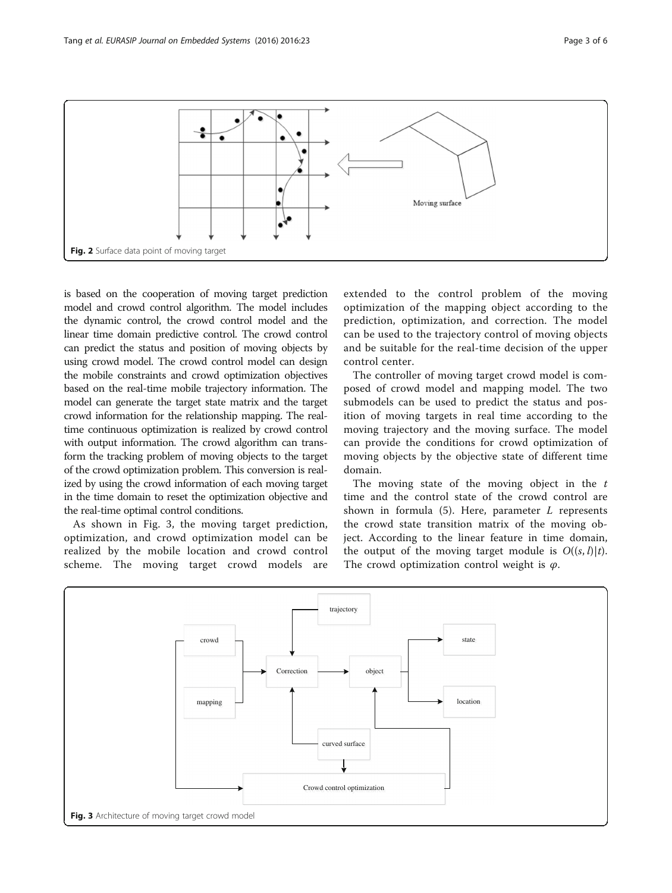Fig. 2 Surface data point of moving target

is based on the cooperation of moving target prediction model and crowd control algorithm. The model includes the dynamic control, the crowd control model and the linear time domain predictive control. The crowd control can predict the status and position of moving objects by using crowd model. The crowd control model can design the mobile constraints and crowd optimization objectives based on the real-time mobile trajectory information. The model can generate the target state matrix and the target crowd information for the relationship mapping. The real-time continuous optimization is realized by crowd control with output information. The crowd algorithm can transform the tracking problem of moving objects to the target of the crowd optimization problem. This conversion is realized by using the crowd information of each moving target in the time domain to reset the optimization objective and the real-time optimal control conditions.

As shown in Fig. 3, the moving target prediction, optimization, and crowd optimization model can be realized by the mobile location and crowd control scheme. The moving target crowd models are extended to the control problem of the moving optimization of the mapping object according to the prediction, optimization, and correction. The model can be used to the trajectory control of moving objects and be suitable for the real-time decision of the upper control center.

The controller of moving target crowd model is composed of crowd model and mapping model. The two submodels can be used to predict the status and position of moving targets in real time according to the moving trajectory and the moving surface. The model can provide the conditions for crowd optimization of moving objects by the objective state of different time domain.

The moving state of the moving object in the $t$ time and the control state of the crowd control are shown in formula (5). Here, parameter $L$ represents the crowd state transition matrix of the moving object. According to the linear feature in time domain, the output of the moving target module is $O((s, l)|t)$. The crowd optimization control weight is $\varphi$.

Fig. 3 Architecture of moving target crowd model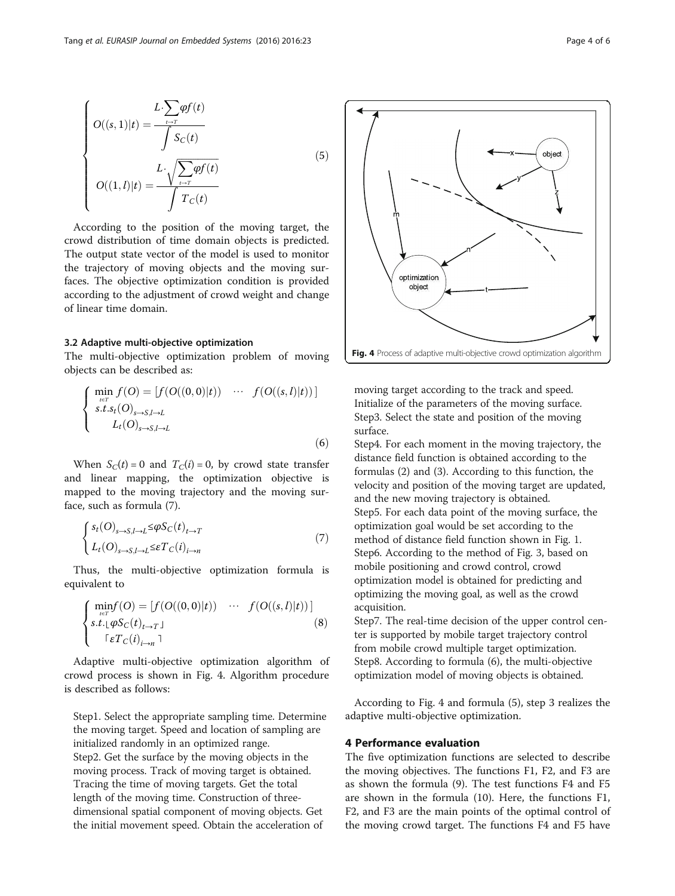$$
\begin{cases}
O((s,1)|t) = \dfrac{L \cdot \sum\limits_{t \to T} \varphi f(t)}{\int S_C(t)} \\
O((1,l)|t) = \dfrac{L \cdot \sqrt{\sum\limits_{t \to T} \varphi f(t)}}{\int T_C(t)}
\end{cases}
\tag{5}
$$

According to the position of the moving target, the crowd distribution of time domain objects is predicted. The output state vector of the model is used to monitor the trajectory of moving objects and the moving surfaces. The objective optimization condition is provided according to the adjustment of crowd weight and change of linear time domain.

### 3.2 Adaptive multi-objective optimization

The multi-objective optimization problem of moving objects can be described as:

$$
\begin{cases}
\min\limits_{t \in T} f(O) = \left[ f(O((0,0)|t)) \quad \cdots \quad f(O((s,l)|t)) \right] \\
s.t. s_t(O)_{s \to S, l \to L} \\
\quad L_t(O)_{s \to S, l \to L}
\end{cases}
\tag{6}
$$

When $S_C(t) = 0$ and $T_C(i) = 0$, by crowd state transfer and linear mapping, the optimization objective is mapped to the moving trajectory and the moving surface, such as formula (7).

$$
\begin{cases}
s_t(O)_{s \to S, l \to L} \leq \varphi S_C(t)_{t \to T} \\
L_t(O)_{s \to S, l \to L} \leq \varepsilon T_C(i)_{i \to n}
\end{cases}
\tag{7}
$$

Thus, the multi-objective optimization formula is equivalent to

$$
\begin{cases}
\min\limits_{t \in T} f(O) = \left[ f(O((0,0)|t)) \quad \cdots \quad f(O((s,l)|t)) \right] \\
s.t. \lfloor \varphi S_C(t)_{t \to T} \rfloor \\
\quad \lceil \varepsilon T_C(i)_{i \to n} \rceil
\end{cases}
\tag{8}
$$

Adaptive multi-objective optimization algorithm of crowd process is shown in Fig. 4. Algorithm procedure is described as follows:

Step1. Select the appropriate sampling time. Determine the moving target. Speed and location of sampling are initialized randomly in an optimized range.
Step2. Get the surface by the moving objects in the moving process. Track of moving target is obtained. Tracing the time of moving targets. Get the total length of the moving time. Construction of three-dimensional spatial component of moving objects. Get the initial movement speed. Obtain the acceleration of moving target according to the track and speed. Initialize of the parameters of the moving surface.
Step3. Select the state and position of the moving surface.
Step4. For each moment in the moving trajectory, the distance field function is obtained according to the formulas (2) and (3). According to this function, the velocity and position of the moving target are updated, and the new moving trajectory is obtained.
Step5. For each data point of the moving surface, the optimization goal would be set according to the method of distance field function shown in Fig. 1.
Step6. According to the method of Fig. 3, based on mobile positioning and crowd control, crowd optimization model is obtained for predicting and optimizing the moving goal, as well as the crowd acquisition.
Step7. The real-time decision of the upper control center is supported by mobile target trajectory control from mobile crowd multiple target optimization.
Step8. According to formula (6), the multi-objective optimization model of moving objects is obtained.

**Fig. 4** Process of adaptive multi-objective crowd optimization algorithm

According to Fig. 4 and formula (5), step 3 realizes the adaptive multi-objective optimization.

## 4 Performance evaluation

The five optimization functions are selected to describe the moving objectives. The functions F1, F2, and F3 are as shown the formula (9). The test functions F4 and F5 are shown in the formula (10). Here, the functions F1, F2, and F3 are the main points of the optimal control of the moving crowd target. The functions F4 and F5 have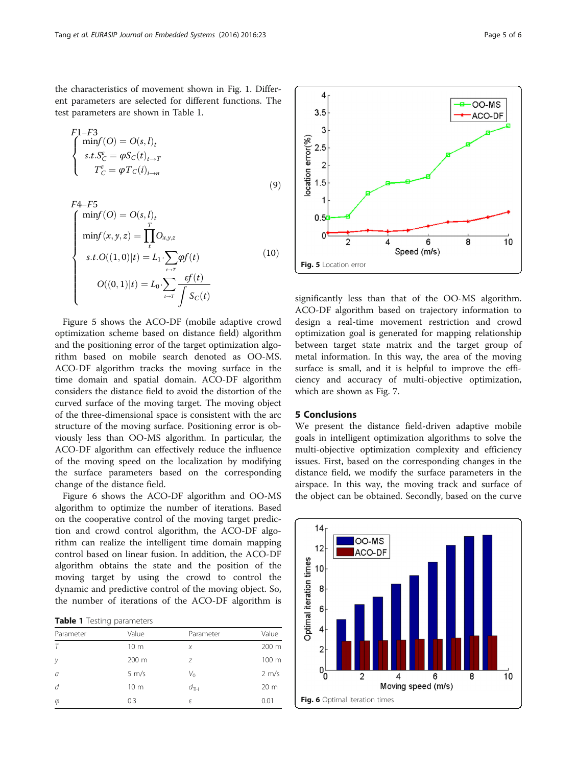the characteristics of movement shown in Fig. 1. Different parameters are selected for different functions. The test parameters are shown in Table 1.

$$
F1\text{–}F3 \quad \begin{cases} \min f(O) = O(s,l)_t \\ s.t. S_C^{\varepsilon} = \varphi S_C(t)_{t\to T} \\ \quad T_C^{\varepsilon} = \varphi T_C(i)_{i\to n} \end{cases} \tag{9}
$$

$$
F4\text{–}F5 \quad \begin{cases} \min f(O) = O(s,l)_t \\ \min f(x,y,z) = \prod_t^T O_{x,y,z} \\ s.t. O((1,0)|t) = L_1 \cdot \sum_{t\to T} \varphi f(t) \\ \quad O((0,1)|t) = L_0 \cdot \sum_{t\to T} \dfrac{\varepsilon f(t)}{\int S_C(t)} \end{cases} \tag{10}
$$

Figure 5 shows the ACO-DF (mobile adaptive crowd optimization scheme based on distance field) algorithm and the positioning error of the target optimization algorithm based on mobile search denoted as OO-MS. ACO-DF algorithm tracks the moving surface in the time domain and spatial domain. ACO-DF algorithm considers the distance field to avoid the distortion of the curved surface of the moving target. The moving object of the three-dimensional space is consistent with the arc structure of the moving surface. Positioning error is obviously less than OO-MS algorithm. In particular, the ACO-DF algorithm can effectively reduce the influence of the moving speed on the localization by modifying the surface parameters based on the corresponding change of the distance field.

Figure 6 shows the ACO-DF algorithm and OO-MS algorithm to optimize the number of iterations. Based on the cooperative control of the moving target prediction and crowd control algorithm, the ACO-DF algorithm can realize the intelligent time domain mapping control based on linear fusion. In addition, the ACO-DF algorithm obtains the state and the position of the moving target by using the crowd to control the dynamic and predictive control of the moving object. So, the number of iterations of the ACO-DF algorithm is significantly less than that of the OO-MS algorithm. ACO-DF algorithm based on trajectory information to design a real-time movement restriction and crowd optimization goal is generated for mapping relationship between target state matrix and the target group of metal information. In this way, the area of the moving surface is small, and it is helpful to improve the efficiency and accuracy of multi-objective optimization, which are shown as Fig. 7.

**Table 1** Testing parameters

| Parameter | Value | Parameter | Value |
|---|---|---|---|
| $T$ | 10 m | $x$ | 200 m |
| $y$ | 200 m | $z$ | 100 m |
| $a$ | 5 m/s | $V_0$ | 2 m/s |
| $d$ | 10 m | $d_{TH}$ | 20 m |
| $\varphi$ | 0.3 | $\varepsilon$ | 0.01 |

**Fig. 5** Location error

**Fig. 6** Optimal iteration times

## 5 Conclusions

We present the distance field-driven adaptive mobile goals in intelligent optimization algorithms to solve the multi-objective optimization complexity and efficiency issues. First, based on the corresponding changes in the distance field, we modify the surface parameters in the airspace. In this way, the moving track and surface of the object can be obtained. Secondly, based on the curve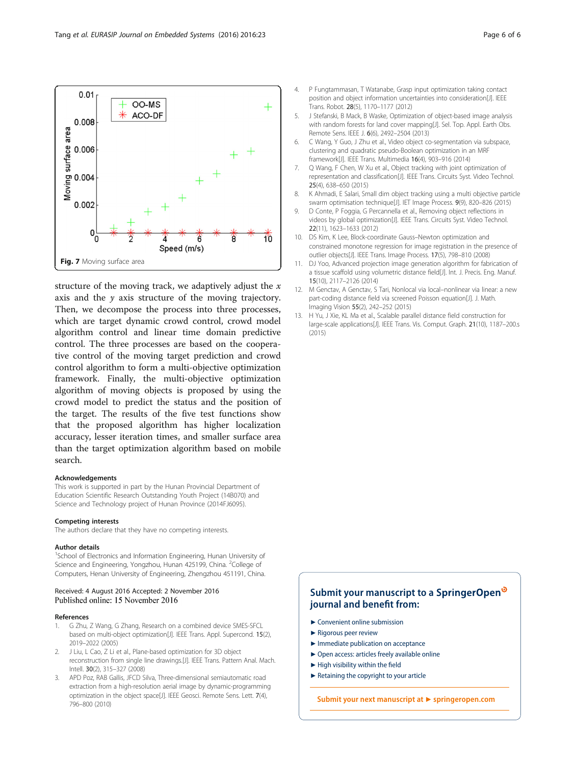0.01

OO-MS

ACO-DF

0.008

0.006

0.004

0.002

0

Moving surface area

0 2 4 6 8 10

Speed (m/s)

**Fig. 7** Moving surface area

structure of the moving track, we adaptively adjust the $x$ axis and the $y$ axis structure of the moving trajectory. Then, we decompose the process into three processes, which are target dynamic crowd control, crowd model algorithm control and linear time domain predictive control. The three processes are based on the cooperative control of the moving target prediction and crowd control algorithm to form a multi-objective optimization framework. Finally, the multi-objective optimization algorithm of moving objects is proposed by using the crowd model to predict the status and the position of the target. The results of the five test functions show that the proposed algorithm has higher localization accuracy, lesser iteration times, and smaller surface area than the target optimization algorithm based on mobile search.

### Acknowledgements

This work is supported in part by the Hunan Provincial Department of Education Scientific Research Outstanding Youth Project (14B070) and Science and Technology project of Hunan Province (2014FJ6095).

### Competing interests

The authors declare that they have no competing interests.

### Author details

[1]School of Electronics and Information Engineering, Hunan University of Science and Engineering, Yongzhou, Hunan 425199, China. [2]College of Computers, Henan University of Engineering, Zhengzhou 451191, China.

Received: 4 August 2016 Accepted: 2 November 2016
Published online: 15 November 2016

### References

1. G Zhu, Z Wang, G Zhang, Research on a combined device SMES-SFCL based on multi-object optimization[J]. IEEE Trans. Appl. Supercond. **15**(2), 2019–2022 (2005)
2. J Liu, L Cao, Z Li et al., Plane-based optimization for 3D object reconstruction from single line drawings.[J]. IEEE Trans. Pattern Anal. Mach. Intell. **30**(2), 315–327 (2008)
3. APD Poz, RAB Gallis, JFCD Silva, Three-dimensional semiautomatic road extraction from a high-resolution aerial image by dynamic-programming optimization in the object space[J]. IEEE Geosci. Remote Sens. Lett. **7**(4), 796–800 (2010)
4. P Fungtammasan, T Watanabe, Grasp input optimization taking contact position and object information uncertainties into consideration[J]. IEEE Trans. Robot. **28**(5), 1170–1177 (2012)
5. J Stefanski, B Mack, B Waske, Optimization of object-based image analysis with random forests for land cover mapping[J]. Sel. Top. Appl. Earth Obs. Remote Sens. IEEE J. **6**(6), 2492–2504 (2013)
6. C Wang, Y Guo, J Zhu et al., Video object co-segmentation via subspace, clustering and quadratic pseudo-Boolean optimization in an MRF framework[J]. IEEE Trans. Multimedia **16**(4), 903–916 (2014)
7. Q Wang, F Chen, W Xu et al., Object tracking with joint optimization of representation and classification[J]. IEEE Trans. Circuits Syst. Video Technol. **25**(4), 638–650 (2015)
8. K Ahmadi, E Salari, Small dim object tracking using a multi objective particle swarm optimisation technique[J]. IET Image Process. **9**(9), 820–826 (2015)
9. D Conte, P Foggia, G Percannella et al., Removing object reflections in videos by global optimization[J]. IEEE Trans. Circuits Syst. Video Technol. **22**(11), 1623–1633 (2012)
10. DS Kim, K Lee, Block-coordinate Gauss–Newton optimization and constrained monotone regression for image registration in the presence of outlier objects[J]. IEEE Trans. Image Process. **17**(5), 798–810 (2008)
11. DJ Yoo, Advanced projection image generation algorithm for fabrication of a tissue scaffold using volumetric distance field[J]. Int. J. Precis. Eng. Manuf. **15**(10), 2117–2126 (2014)
12. M Genctav, A Genctav, S Tari, Nonlocal via local–nonlinear via linear: a new part-coding distance field via screened Poisson equation[J]. J. Math. Imaging Vision **55**(2), 242–252 (2015)
13. H Yu, J Xie, KL Ma et al., Scalable parallel distance field construction for large-scale applications[J]. IEEE Trans. Vis. Comput. Graph. **21**(10), 1187–200.s (2015)

**Submit your manuscript to a SpringerOpen journal and benefit from:**

- ► Convenient online submission
- ► Rigorous peer review
- ► Immediate publication on acceptance
- ► Open access: articles freely available online
- ► High visibility within the field
- ► Retaining the copyright to your article

**Submit your next manuscript at ► springeropen.com**